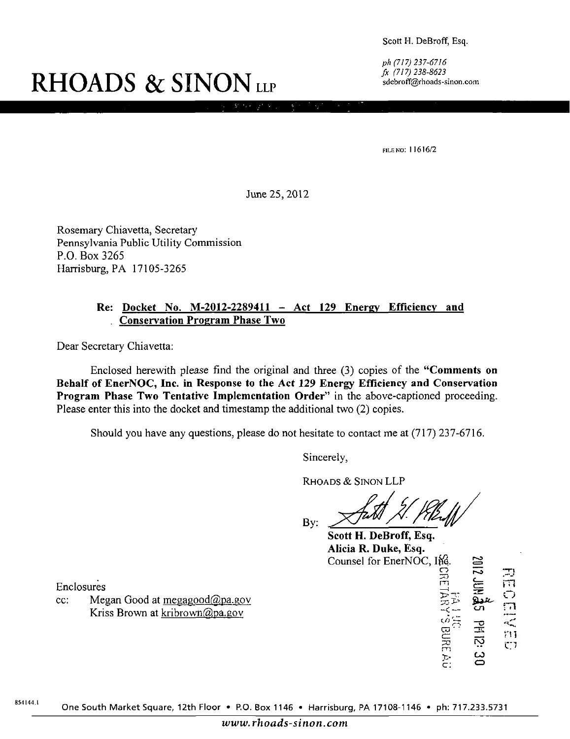Scott H. DeBroff, Esq.

*ph (717) 237-6716*
*fx (717) 238-8623*
sdebroff@rhoads-sinon.com

# RHOADS & SINON LLP

FILE NO: 11616/2

June 25, 2012

Rosemary Chiavetta, Secretary
Pennsylvania Public Utility Commission
P.O. Box 3265
Harrisburg, PA 17105-3265

**Re: Docket No. M-2012-2289411 – Act 129 Energy Efficiency and Conservation Program Phase Two**

Dear Secretary Chiavetta:

Enclosed herewith please find the original and three (3) copies of the **"Comments on Behalf of EnerNOC, Inc. in Response to the Act 129 Energy Efficiency and Conservation Program Phase Two Tentative Implementation Order"** in the above-captioned proceeding. Please enter this into the docket and timestamp the additional two (2) copies.

Should you have any questions, please do not hesitate to contact me at (717) 237-6716.

Sincerely,

RHOADS & SINON LLP

By: [signature]

**Scott H. DeBroff, Esq.**
**Alicia R. Duke, Esq.**
Counsel for EnerNOC, Inc.

RECEIVED
2012 JUN 25 PM 12: 30
PA PUC
SECRETARY'S BUREAU

Enclosures

cc: Megan Good at megagood@pa.gov
Kriss Brown at kribrown@pa.gov

854144.1

One South Market Square, 12th Floor • P.O. Box 1146 • Harrisburg, PA 17108-1146 • ph: 717.233.5731

*www.rhoads-sinon.com*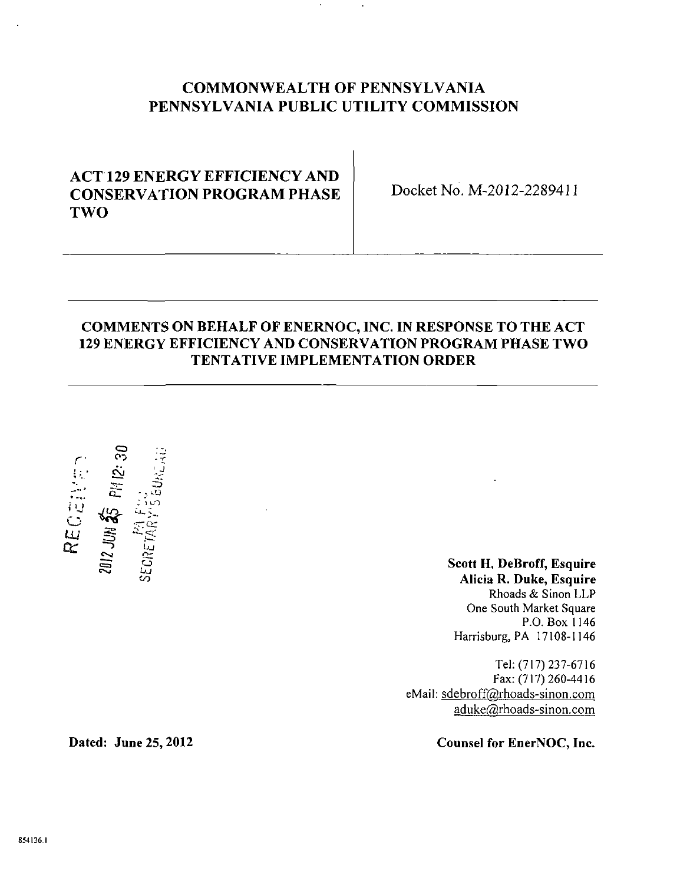# COMMONWEALTH OF PENNSYLVANIA
# PENNSYLVANIA PUBLIC UTILITY COMMISSION

| ACT 129 ENERGY EFFICIENCY AND CONSERVATION PROGRAM PHASE TWO | Docket No. M-2012-2289411 |
|---|---|

## COMMENTS ON BEHALF OF ENERNOC, INC. IN RESPONSE TO THE ACT 129 ENERGY EFFICIENCY AND CONSERVATION PROGRAM PHASE TWO TENTATIVE IMPLEMENTATION ORDER

RECEIVED
2012 JUN 25 PM 12:30
PA PUC
SECRETARY'S BUREAU

**Scott H. DeBroff, Esquire**
**Alicia R. Duke, Esquire**
Rhoads & Sinon LLP
One South Market Square
P.O. Box 1146
Harrisburg, PA 17108-1146

Tel: (717) 237-6716
Fax: (717) 260-4416
eMail: sdebroff@rhoads-sinon.com
aduke@rhoads-sinon.com

**Dated: June 25, 2012**

**Counsel for EnerNOC, Inc.**

854136.1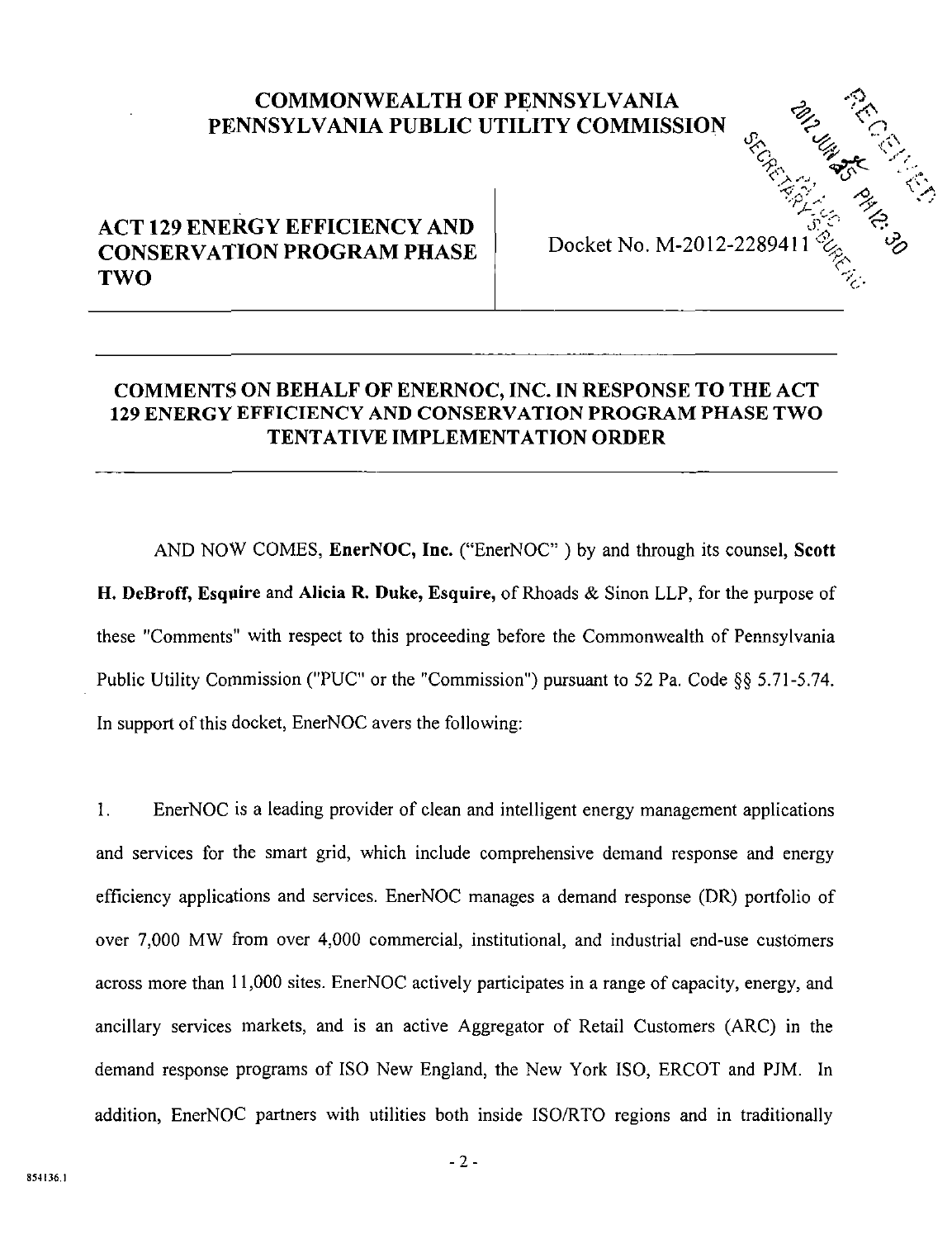# COMMONWEALTH OF PENNSYLVANIA
# PENNSYLVANIA PUBLIC UTILITY COMMISSION

| ACT 129 ENERGY EFFICIENCY AND CONSERVATION PROGRAM PHASE TWO | Docket No. M-2012-2289411 |
| --- | --- |

## COMMENTS ON BEHALF OF ENERNOC, INC. IN RESPONSE TO THE ACT 129 ENERGY EFFICIENCY AND CONSERVATION PROGRAM PHASE TWO TENTATIVE IMPLEMENTATION ORDER

AND NOW COMES, **EnerNOC, Inc.** ("EnerNOC" ) by and through its counsel, **Scott H. DeBroff, Esquire** and **Alicia R. Duke, Esquire,** of Rhoads & Sinon LLP, for the purpose of these "Comments" with respect to this proceeding before the Commonwealth of Pennsylvania Public Utility Commission ("PUC" or the "Commission") pursuant to 52 Pa. Code §§ 5.71-5.74. In support of this docket, EnerNOC avers the following:

1. EnerNOC is a leading provider of clean and intelligent energy management applications and services for the smart grid, which include comprehensive demand response and energy efficiency applications and services. EnerNOC manages a demand response (DR) portfolio of over 7,000 MW from over 4,000 commercial, institutional, and industrial end-use customers across more than 11,000 sites. EnerNOC actively participates in a range of capacity, energy, and ancillary services markets, and is an active Aggregator of Retail Customers (ARC) in the demand response programs of ISO New England, the New York ISO, ERCOT and PJM. In addition, EnerNOC partners with utilities both inside ISO/RTO regions and in traditionally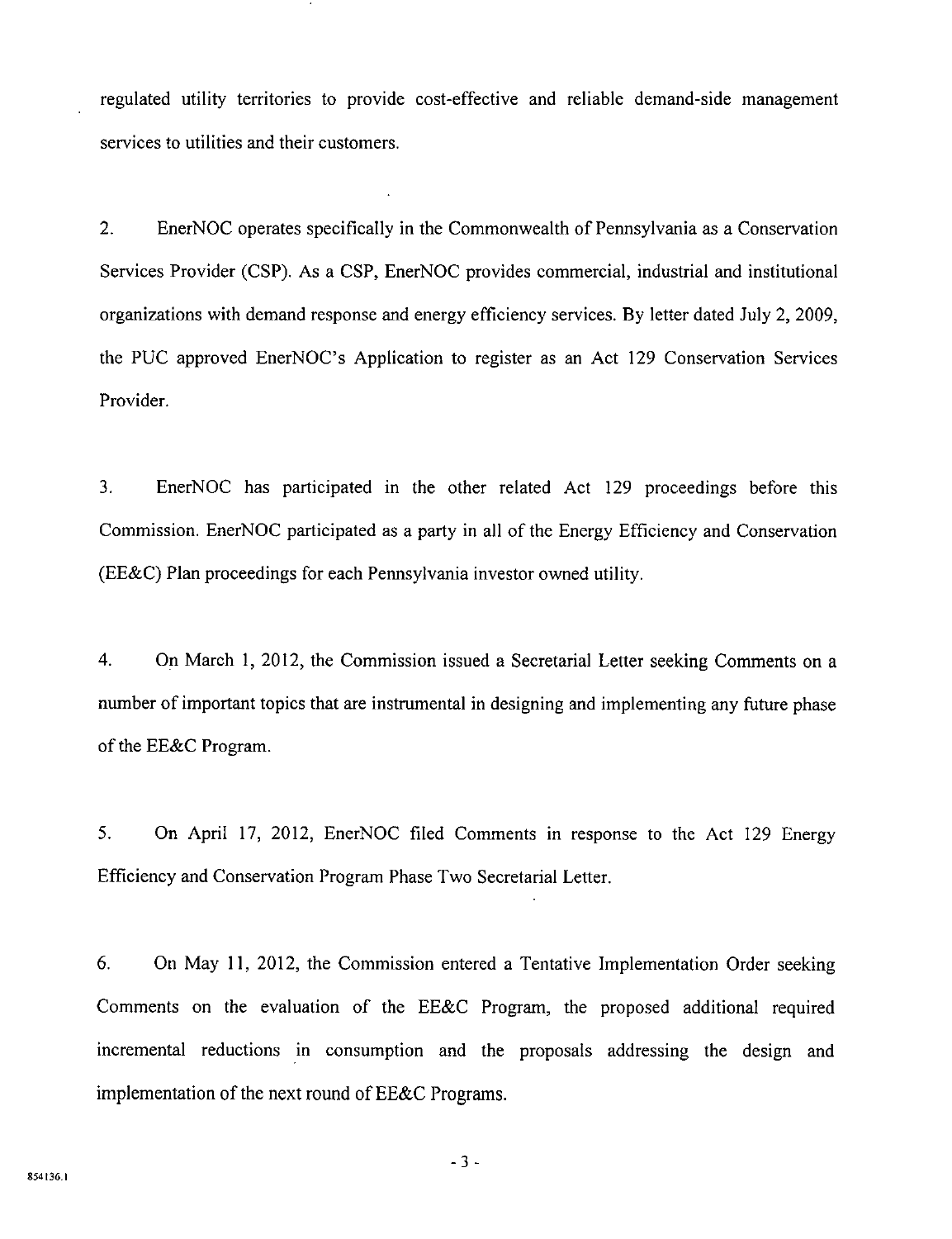regulated utility territories to provide cost-effective and reliable demand-side management services to utilities and their customers.

2. EnerNOC operates specifically in the Commonwealth of Pennsylvania as a Conservation Services Provider (CSP). As a CSP, EnerNOC provides commercial, industrial and institutional organizations with demand response and energy efficiency services. By letter dated July 2, 2009, the PUC approved EnerNOC's Application to register as an Act 129 Conservation Services Provider.

3. EnerNOC has participated in the other related Act 129 proceedings before this Commission. EnerNOC participated as a party in all of the Energy Efficiency and Conservation (EE&C) Plan proceedings for each Pennsylvania investor owned utility.

4. On March 1, 2012, the Commission issued a Secretarial Letter seeking Comments on a number of important topics that are instrumental in designing and implementing any future phase of the EE&C Program.

5. On April 17, 2012, EnerNOC filed Comments in response to the Act 129 Energy Efficiency and Conservation Program Phase Two Secretarial Letter.

6. On May 11, 2012, the Commission entered a Tentative Implementation Order seeking Comments on the evaluation of the EE&C Program, the proposed additional required incremental reductions in consumption and the proposals addressing the design and implementation of the next round of EE&C Programs.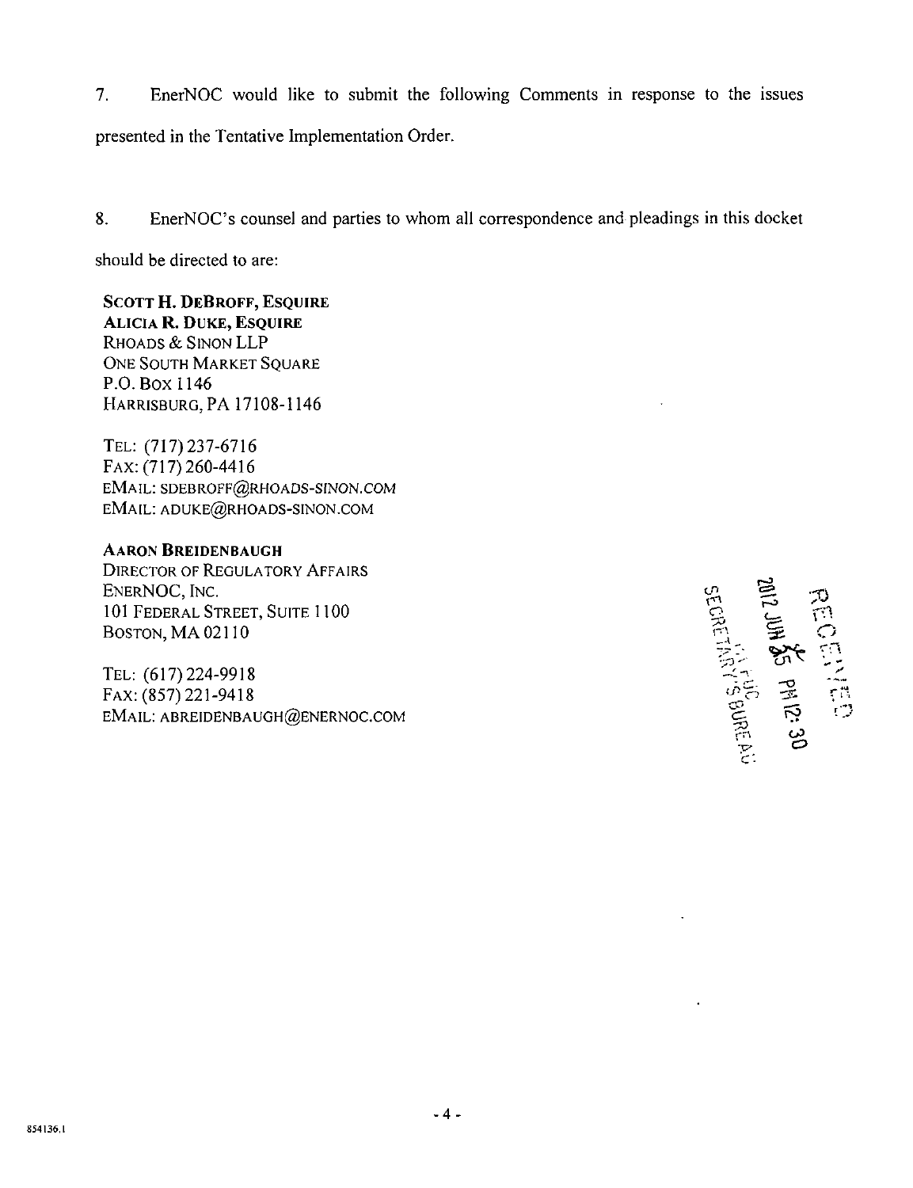7. EnerNOC would like to submit the following Comments in response to the issues presented in the Tentative Implementation Order.

8. EnerNOC's counsel and parties to whom all correspondence and pleadings in this docket should be directed to are:

**SCOTT H. DEBROFF, ESQUIRE**
**ALICIA R. DUKE, ESQUIRE**
RHOADS & SINON LLP
ONE SOUTH MARKET SQUARE
P.O. BOX 1146
HARRISBURG, PA 17108-1146

TEL: (717) 237-6716
FAX: (717) 260-4416
EMAIL: SDEBROFF@RHOADS-SINON.COM
EMAIL: ADUKE@RHOADS-SINON.COM

**AARON BREIDENBAUGH**
DIRECTOR OF REGULATORY AFFAIRS
ENERNOC, INC.
101 FEDERAL STREET, SUITE 1100
BOSTON, MA 02110

TEL: (617) 224-9918
FAX: (857) 221-9418
EMAIL: ABREIDENBAUGH@ENERNOC.COM

RECEIVED
2012 JUN 25 PM 12:30
PA PUC
SECRETARY'S BUREAU

854136.1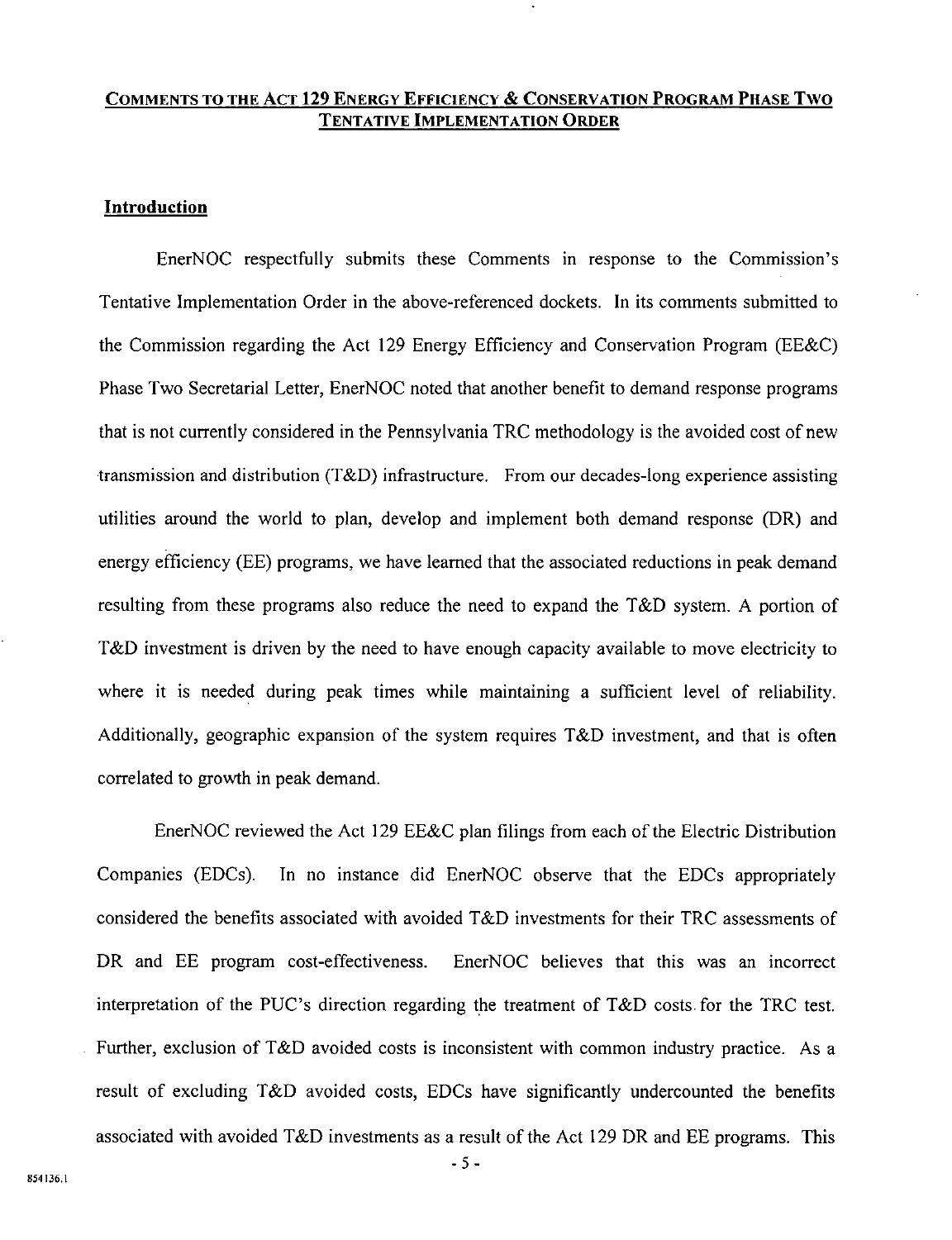## COMMENTS TO THE ACT 129 ENERGY EFFICIENCY & CONSERVATION PROGRAM PHASE TWO TENTATIVE IMPLEMENTATION ORDER

### Introduction

EnerNOC respectfully submits these Comments in response to the Commission's Tentative Implementation Order in the above-referenced dockets. In its comments submitted to the Commission regarding the Act 129 Energy Efficiency and Conservation Program (EE&C) Phase Two Secretarial Letter, EnerNOC noted that another benefit to demand response programs that is not currently considered in the Pennsylvania TRC methodology is the avoided cost of new transmission and distribution (T&D) infrastructure. From our decades-long experience assisting utilities around the world to plan, develop and implement both demand response (DR) and energy efficiency (EE) programs, we have learned that the associated reductions in peak demand resulting from these programs also reduce the need to expand the T&D system. A portion of T&D investment is driven by the need to have enough capacity available to move electricity to where it is needed during peak times while maintaining a sufficient level of reliability. Additionally, geographic expansion of the system requires T&D investment, and that is often correlated to growth in peak demand.

EnerNOC reviewed the Act 129 EE&C plan filings from each of the Electric Distribution Companies (EDCs). In no instance did EnerNOC observe that the EDCs appropriately considered the benefits associated with avoided T&D investments for their TRC assessments of DR and EE program cost-effectiveness. EnerNOC believes that this was an incorrect interpretation of the PUC's direction regarding the treatment of T&D costs for the TRC test. Further, exclusion of T&D avoided costs is inconsistent with common industry practice. As a result of excluding T&D avoided costs, EDCs have significantly undercounted the benefits associated with avoided T&D investments as a result of the Act 129 DR and EE programs. This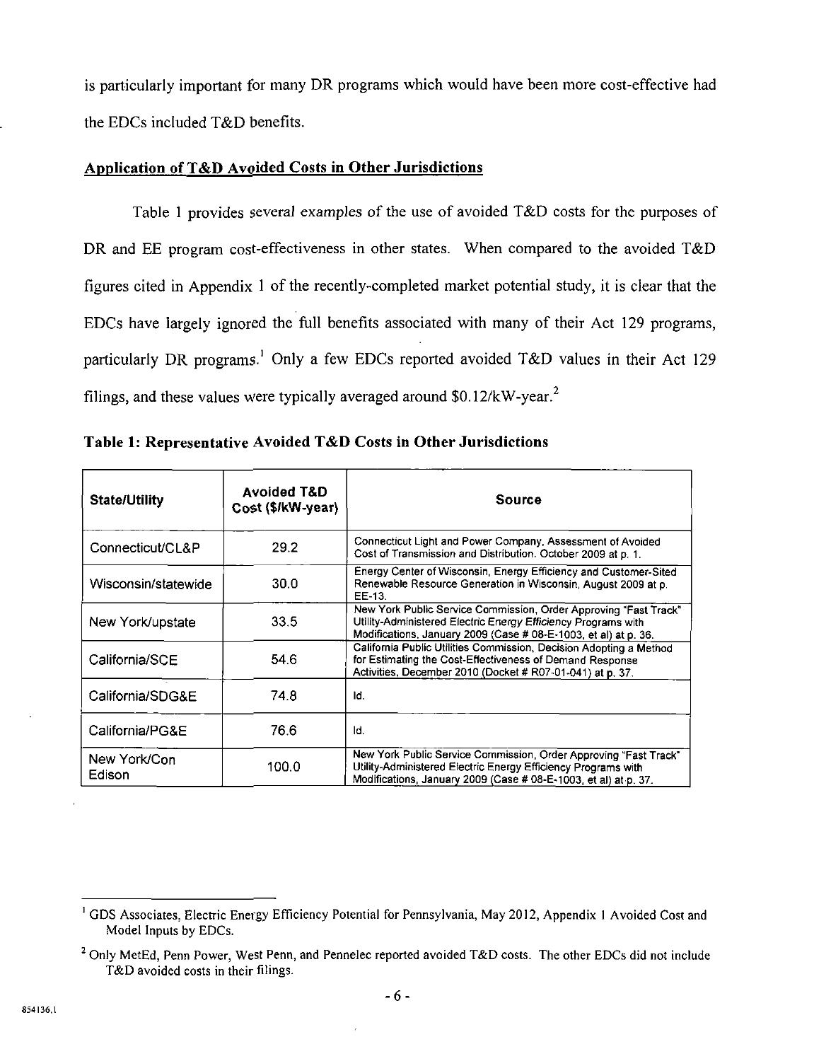is particularly important for many DR programs which would have been more cost-effective had the EDCs included T&D benefits.

## Application of T&D Avoided Costs in Other Jurisdictions

Table 1 provides several examples of the use of avoided T&D costs for the purposes of DR and EE program cost-effectiveness in other states. When compared to the avoided T&D figures cited in Appendix 1 of the recently-completed market potential study, it is clear that the EDCs have largely ignored the full benefits associated with many of their Act 129 programs, particularly DR programs.[1] Only a few EDCs reported avoided T&D values in their Act 129 filings, and these values were typically averaged around $0.12/kW-year.[2]

**Table 1: Representative Avoided T&D Costs in Other Jurisdictions**

| State/Utility | Avoided T&D Cost ($/kW-year) | Source |
|---|---|---|
| Connecticut/CL&P | 29.2 | Connecticut Light and Power Company, Assessment of Avoided Cost of Transmission and Distribution. October 2009 at p. 1. |
| Wisconsin/statewide | 30.0 | Energy Center of Wisconsin, Energy Efficiency and Customer-Sited Renewable Resource Generation in Wisconsin, August 2009 at p. EE-13. |
| New York/upstate | 33.5 | New York Public Service Commission, Order Approving "Fast Track" Utility-Administered Electric Energy Efficiency Programs with Modifications, January 2009 (Case # 08-E-1003, et al) at p. 36. |
| California/SCE | 54.6 | California Public Utilities Commission, Decision Adopting a Method for Estimating the Cost-Effectiveness of Demand Response Activities, December 2010 (Docket # R07-01-041) at p. 37. |
| California/SDG&E | 74.8 | Id. |
| California/PG&E | 76.6 | Id. |
| New York/Con Edison | 100.0 | New York Public Service Commission, Order Approving "Fast Track" Utility-Administered Electric Energy Efficiency Programs with Modifications, January 2009 (Case # 08-E-1003, et al) at p. 37. |

---

[1] GDS Associates, Electric Energy Efficiency Potential for Pennsylvania, May 2012, Appendix 1 Avoided Cost and Model Inputs by EDCs.

[2] Only MetEd, Penn Power, West Penn, and Pennelec reported avoided T&D costs. The other EDCs did not include T&D avoided costs in their filings.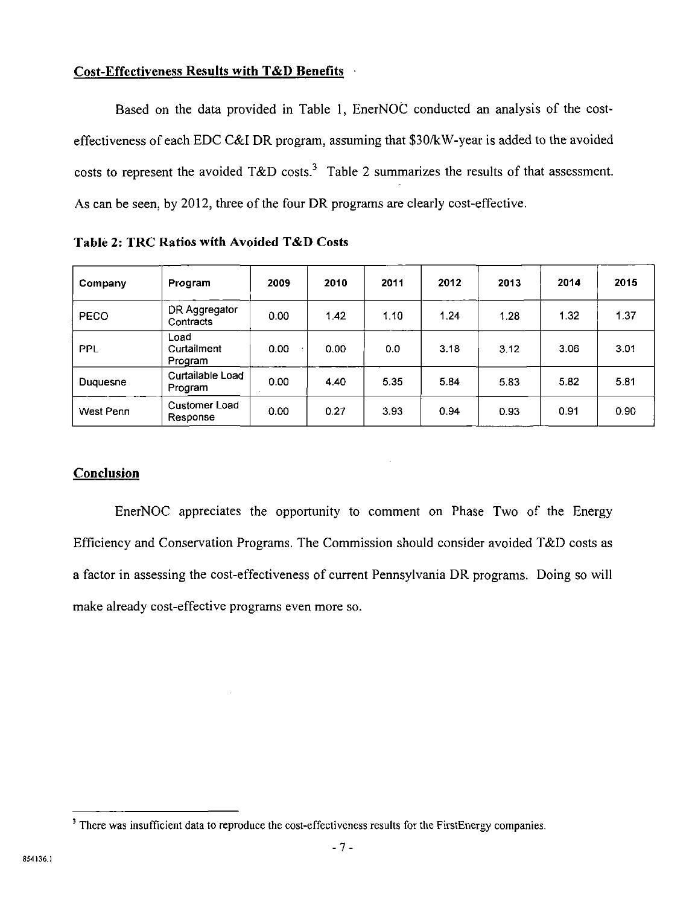## Cost-Effectiveness Results with T&D Benefits

Based on the data provided in Table 1, EnerNOC conducted an analysis of the cost-effectiveness of each EDC C&I DR program, assuming that $30/kW-year is added to the avoided costs to represent the avoided T&D costs.[3] Table 2 summarizes the results of that assessment. As can be seen, by 2012, three of the four DR programs are clearly cost-effective.

**Table 2: TRC Ratios with Avoided T&D Costs**

| Company | Program | 2009 | 2010 | 2011 | 2012 | 2013 | 2014 | 2015 |
|---|---|---|---|---|---|---|---|---|
| PECO | DR Aggregator Contracts | 0.00 | 1.42 | 1.10 | 1.24 | 1.28 | 1.32 | 1.37 |
| PPL | Load Curtailment Program | 0.00 | 0.00 | 0.0 | 3.18 | 3.12 | 3.06 | 3.01 |
| Duquesne | Curtailable Load Program | 0.00 | 4.40 | 5.35 | 5.84 | 5.83 | 5.82 | 5.81 |
| West Penn | Customer Load Response | 0.00 | 0.27 | 3.93 | 0.94 | 0.93 | 0.91 | 0.90 |

## Conclusion

EnerNOC appreciates the opportunity to comment on Phase Two of the Energy Efficiency and Conservation Programs. The Commission should consider avoided T&D costs as a factor in assessing the cost-effectiveness of current Pennsylvania DR programs. Doing so will make already cost-effective programs even more so.

---

[3] There was insufficient data to reproduce the cost-effectiveness results for the FirstEnergy companies.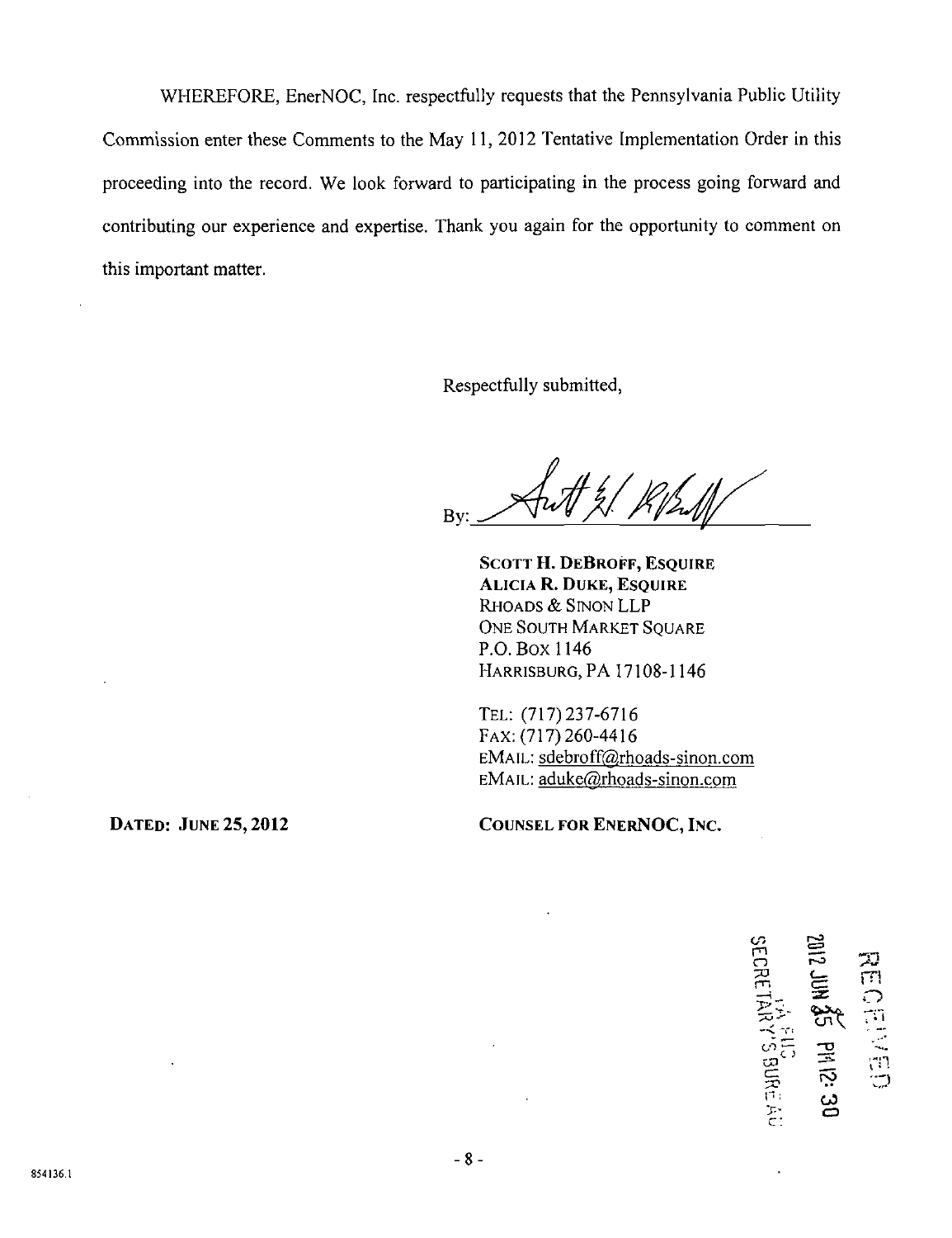WHEREFORE, EnerNOC, Inc. respectfully requests that the Pennsylvania Public Utility Commission enter these Comments to the May 11, 2012 Tentative Implementation Order in this proceeding into the record. We look forward to participating in the process going forward and contributing our experience and expertise. Thank you again for the opportunity to comment on this important matter.

Respectfully submitted,

By: [signature]

**SCOTT H. DEBROFF, ESQUIRE**
**ALICIA R. DUKE, ESQUIRE**
RHOADS & SINON LLP
ONE SOUTH MARKET SQUARE
P.O. BOX 1146
HARRISBURG, PA 17108-1146

TEL: (717) 237-6716
FAX: (717) 260-4416
EMAIL: sdebroff@rhoads-sinon.com
EMAIL: aduke@rhoads-sinon.com

**DATED: JUNE 25, 2012**

**COUNSEL FOR ENERNOC, INC.**

RECEIVED
2012 JUN 25 PM 12: 30
PA PUC
SECRETARY'S BUREAU

854136.1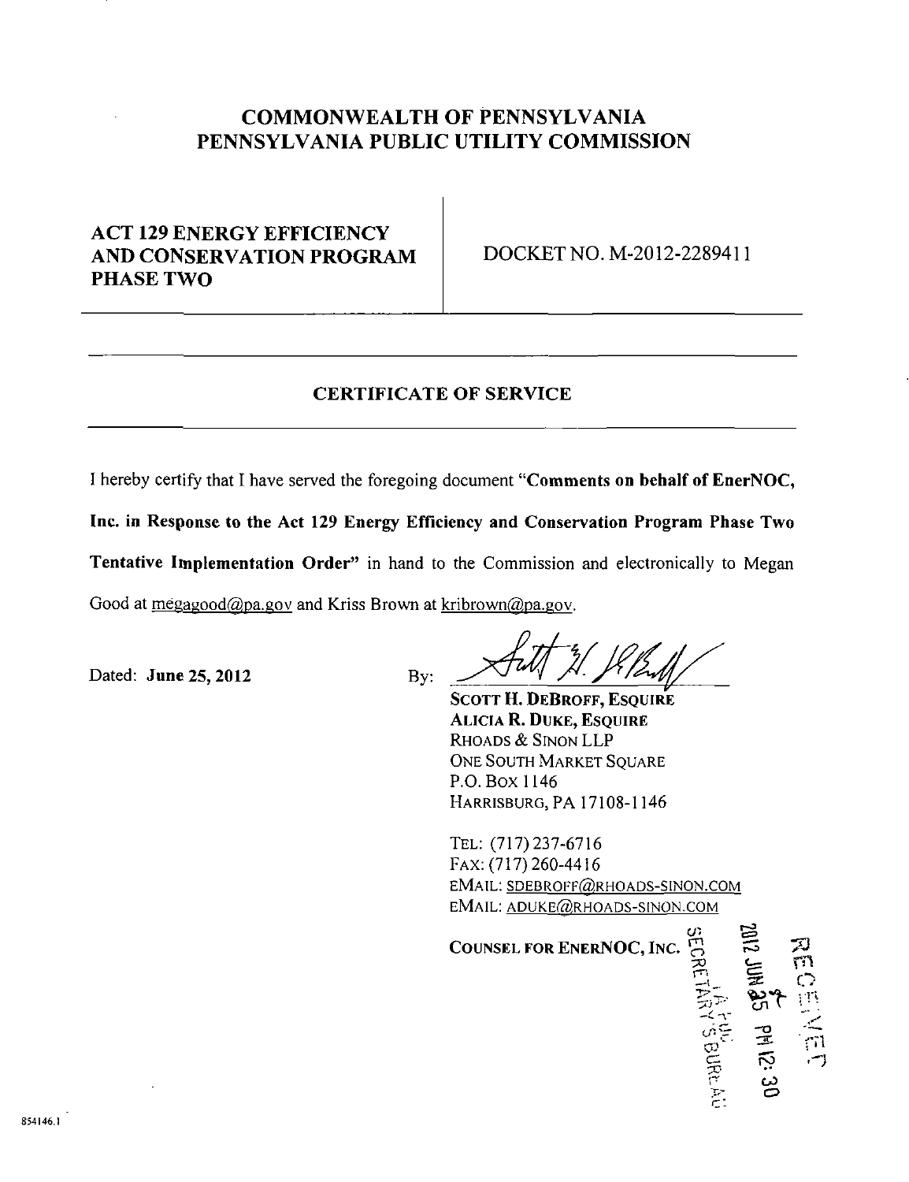# COMMONWEALTH OF PENNSYLVANIA
# PENNSYLVANIA PUBLIC UTILITY COMMISSION

| | |
|---|---|
| **ACT 129 ENERGY EFFICIENCY AND CONSERVATION PROGRAM PHASE TWO** | DOCKET NO. M-2012-2289411 |

## CERTIFICATE OF SERVICE

I hereby certify that I have served the foregoing document "**Comments on behalf of EnerNOC, Inc. in Response to the Act 129 Energy Efficiency and Conservation Program Phase Two Tentative Implementation Order**" in hand to the Commission and electronically to Megan Good at megagood@pa.gov and Kriss Brown at kribrown@pa.gov.

Dated: **June 25, 2012**

By: ______________________

**SCOTT H. DEBROFF, ESQUIRE**
**ALICIA R. DUKE, ESQUIRE**
RHOADS & SINON LLP
ONE SOUTH MARKET SQUARE
P.O. BOX 1146
HARRISBURG, PA 17108-1146

TEL: (717) 237-6716
FAX: (717) 260-4416
EMAIL: SDEBROFF@RHOADS-SINON.COM
EMAIL: ADUKE@RHOADS-SINON.COM

**COUNSEL FOR ENERNOC, INC.**

RECEIVED
2012 JUN 25 PM 12:30
PA PUC
SECRETARY'S BUREAU

854146.1